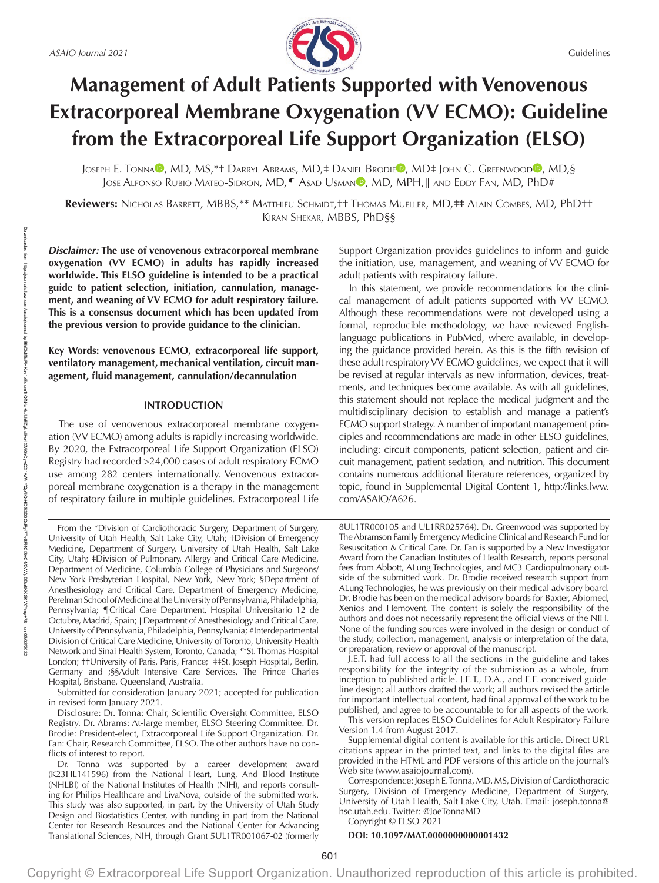# Management of Adult Patients Supported with Venovenous Extracorporeal Membrane Oxygenation (VV ECMO): Guideline from the Extracorporeal Life Support Organization (ELSO)

Joseph E. Tonna, MD, MS,*† Darryl Abrams, MD,‡ Daniel Brodie, MD‡ John C. Greenwood, MD,§ Jose Alfonso Rubio Mateo-Sidron, MD,¶ Asad Usman, MD, MPH,‖ and Eddy Fan, MD, PhD#

**Reviewers:** Nicholas Barrett, MBBS,** Matthieu Schmidt,†† Thomas Mueller, MD,‡‡ Alain Combes, MD, PhD†† Kiran Shekar, MBBS, PhD§§

***Disclaimer:*** **The use of venovenous extracorporeal membrane oxygenation (VV ECMO) in adults has rapidly increased worldwide. This ELSO guideline is intended to be a practical guide to patient selection, initiation, cannulation, management, and weaning of VV ECMO for adult respiratory failure. This is a consensus document which has been updated from the previous version to provide guidance to the clinician.**

**Key Words: venovenous ECMO, extracorporeal life support, ventilatory management, mechanical ventilation, circuit management, fluid management, cannulation/decannulation**

## INTRODUCTION

The use of venovenous extracorporeal membrane oxygenation (VV ECMO) among adults is rapidly increasing worldwide. By 2020, the Extracorporeal Life Support Organization (ELSO) Registry had recorded >24,000 cases of adult respiratory ECMO use among 282 centers internationally. Venovenous extracorporeal membrane oxygenation is a therapy in the management of respiratory failure in multiple guidelines. Extracorporeal Life Support Organization provides guidelines to inform and guide the initiation, use, management, and weaning of VV ECMO for adult patients with respiratory failure.

In this statement, we provide recommendations for the clinical management of adult patients supported with VV ECMO. Although these recommendations were not developed using a formal, reproducible methodology, we have reviewed English-language publications in PubMed, where available, in developing the guidance provided herein. As this is the fifth revision of these adult respiratory VV ECMO guidelines, we expect that it will be revised at regular intervals as new information, devices, treatments, and techniques become available. As with all guidelines, this statement should not replace the medical judgment and the multidisciplinary decision to establish and manage a patient's ECMO support strategy. A number of important management principles and recommendations are made in other ELSO guidelines, including: circuit components, patient selection, patient and circuit management, patient sedation, and nutrition. This document contains numerous additional literature references, organized by topic, found in Supplemental Digital Content 1, http://links.lww.com/ASAIO/A626.

From the *Division of Cardiothoracic Surgery, Department of Surgery, University of Utah Health, Salt Lake City, Utah; †Division of Emergency Medicine, Department of Surgery, University of Utah Health, Salt Lake City, Utah; ‡Division of Pulmonary, Allergy and Critical Care Medicine, Department of Medicine, Columbia College of Physicians and Surgeons/New York-Presbyterian Hospital, New York, New York; §Department of Anesthesiology and Critical Care, Department of Emergency Medicine, Perelman School of Medicine at the University of Pennsylvania, Philadelphia, Pennsylvania; ¶Critical Care Department, Hospital Universitario 12 de Octubre, Madrid, Spain; ‖Department of Anesthesiology and Critical Care, University of Pennsylvania, Philadelphia, Pennsylvania; #Interdepartmental Division of Critical Care Medicine, University of Toronto, University Health Network and Sinai Health System, Toronto, Canada; **St. Thomas Hospital London; ††University of Paris, Paris, France; ‡‡St. Joseph Hospital, Berlin, Germany and ;§§Adult Intensive Care Services, The Prince Charles Hospital, Brisbane, Queensland, Australia.

Submitted for consideration January 2021; accepted for publication in revised form January 2021.

Disclosure: Dr. Tonna: Chair, Scientific Oversight Committee, ELSO Registry. Dr. Abrams: At-large member, ELSO Steering Committee. Dr. Brodie: President-elect, Extracorporeal Life Support Organization. Dr. Fan: Chair, Research Committee, ELSO. The other authors have no conflicts of interest to report.

Dr. Tonna was supported by a career development award (K23HL141596) from the National Heart, Lung, And Blood Institute (NHLBI) of the National Institutes of Health (NIH), and reports consulting for Philips Healthcare and LivaNova, outside of the submitted work. This study was also supported, in part, by the University of Utah Study Design and Biostatistics Center, with funding in part from the National Center for Research Resources and the National Center for Advancing Translational Sciences, NIH, through Grant 5UL1TR001067-02 (formerly 8UL1TR000105 and UL1RR025764). Dr. Greenwood was supported by The Abramson Family Emergency Medicine Clinical and Research Fund for Resuscitation & Critical Care. Dr. Fan is supported by a New Investigator Award from the Canadian Institutes of Health Research, reports personal fees from Abbott, ALung Technologies, and MC3 Cardiopulmonary outside of the submitted work. Dr. Brodie received research support from ALung Technologies, he was previously on their medical advisory board. Dr. Brodie has been on the medical advisory boards for Baxter, Abiomed, Xenios and Hemovent. The content is solely the responsibility of the authors and does not necessarily represent the official views of the NIH. None of the funding sources were involved in the design or conduct of the study, collection, management, analysis or interpretation of the data, or preparation, review or approval of the manuscript.

J.E.T. had full access to all the sections in the guideline and takes responsibility for the integrity of the submission as a whole, from inception to published article. J.E.T., D.A., and E.F. conceived guideline design; all authors drafted the work; all authors revised the article for important intellectual content, had final approval of the work to be published, and agree to be accountable to for all aspects of the work.

This version replaces ELSO Guidelines for Adult Respiratory Failure Version 1.4 from August 2017.

Supplemental digital content is available for this article. Direct URL citations appear in the printed text, and links to the digital files are provided in the HTML and PDF versions of this article on the journal's Web site (www.asaiojournal.com).

Correspondence: Joseph E. Tonna, MD, MS, Division of Cardiothoracic Surgery, Division of Emergency Medicine, Department of Surgery, University of Utah Health, Salt Lake City, Utah. Email: joseph.tonna@hsc.utah.edu. Twitter: @JoeTonnaMD

Copyright © ELSO 2021

**DOI: 10.1097/MAT.0000000000001432**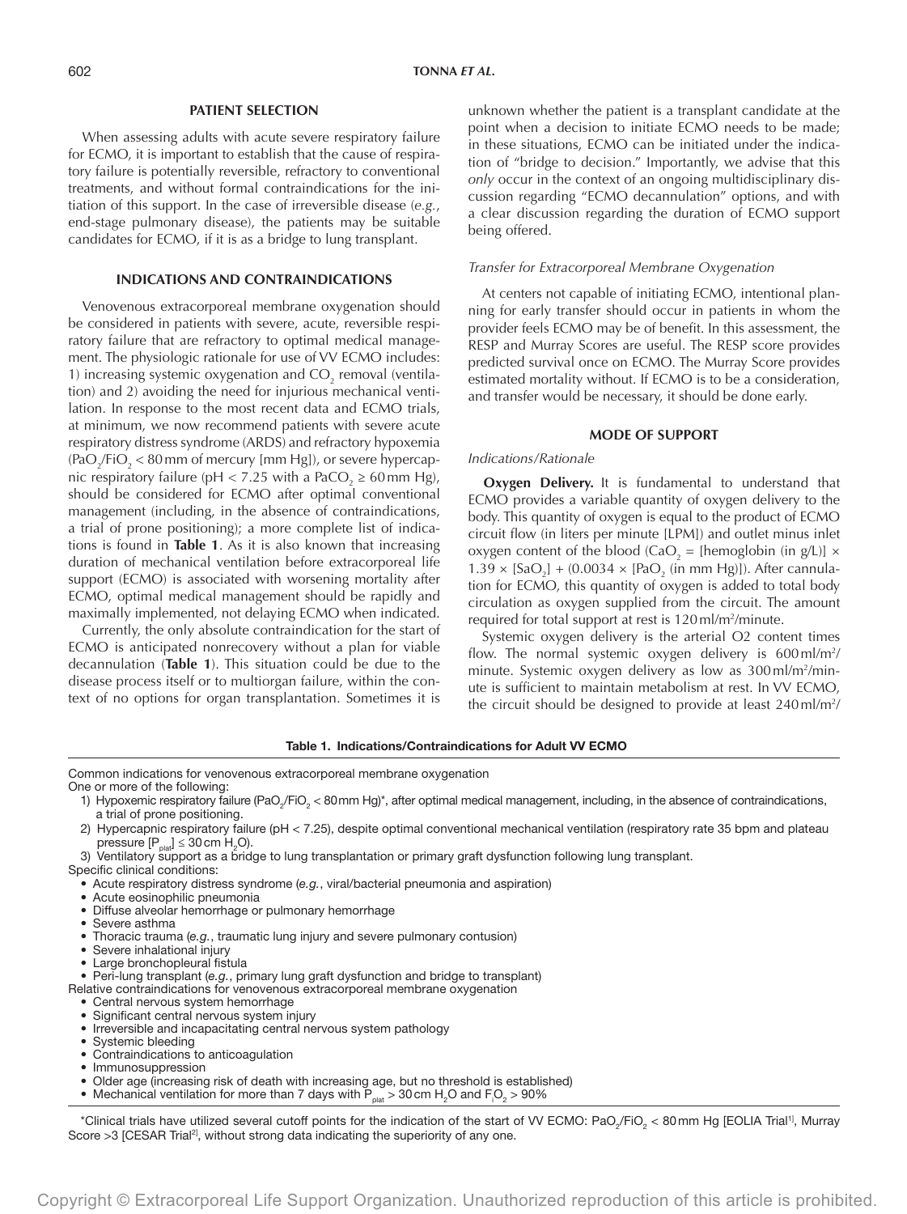## PATIENT SELECTION

When assessing adults with acute severe respiratory failure for ECMO, it is important to establish that the cause of respiratory failure is potentially reversible, refractory to conventional treatments, and without formal contraindications for the initiation of this support. In the case of irreversible disease (*e.g.*, end-stage pulmonary disease), the patients may be suitable candidates for ECMO, if it is as a bridge to lung transplant.

## INDICATIONS AND CONTRAINDICATIONS

Venovenous extracorporeal membrane oxygenation should be considered in patients with severe, acute, reversible respiratory failure that are refractory to optimal medical management. The physiologic rationale for use of VV ECMO includes: 1) increasing systemic oxygenation and $CO_2$ removal (ventilation) and 2) avoiding the need for injurious mechanical ventilation. In response to the most recent data and ECMO trials, at minimum, we now recommend patients with severe acute respiratory distress syndrome (ARDS) and refractory hypoxemia ($PaO_2/FiO_2 < 80$ mm of mercury [mm Hg]), or severe hypercapnic respiratory failure (pH < 7.25 with a $PaCO_2 \geq 60$ mm Hg), should be considered for ECMO after optimal conventional management (including, in the absence of contraindications, a trial of prone positioning); a more complete list of indications is found in **Table 1**. As it is also known that increasing duration of mechanical ventilation before extracorporeal life support (ECMO) is associated with worsening mortality after ECMO, optimal medical management should be rapidly and maximally implemented, not delaying ECMO when indicated.

Currently, the only absolute contraindication for the start of ECMO is anticipated nonrecovery without a plan for viable decannulation (**Table 1**). This situation could be due to the disease process itself or to multiorgan failure, within the context of no options for organ transplantation. Sometimes it is unknown whether the patient is a transplant candidate at the point when a decision to initiate ECMO needs to be made; in these situations, ECMO can be initiated under the indication of "bridge to decision." Importantly, we advise that this *only* occur in the context of an ongoing multidisciplinary discussion regarding "ECMO decannulation" options, and with a clear discussion regarding the duration of ECMO support being offered.

### *Transfer for Extracorporeal Membrane Oxygenation*

At centers not capable of initiating ECMO, intentional planning for early transfer should occur in patients in whom the provider feels ECMO may be of benefit. In this assessment, the RESP and Murray Scores are useful. The RESP score provides predicted survival once on ECMO. The Murray Score provides estimated mortality without. If ECMO is to be a consideration, and transfer would be necessary, it should be done early.

## MODE OF SUPPORT

### *Indications/Rationale*

**Oxygen Delivery.** It is fundamental to understand that ECMO provides a variable quantity of oxygen delivery to the body. This quantity of oxygen is equal to the product of ECMO circuit flow (in liters per minute [LPM]) and outlet minus inlet oxygen content of the blood ($CaO_2$ = [hemoglobin (in g/L)] × 1.39 × [$SaO_2$] + (0.0034 × [$PaO_2$ (in mm Hg)]). After cannulation for ECMO, this quantity of oxygen is added to total body circulation as oxygen supplied from the circuit. The amount required for total support at rest is 120 ml/m²/minute.

Systemic oxygen delivery is the arterial O2 content times flow. The normal systemic oxygen delivery is 600 ml/m²/minute. Systemic oxygen delivery as low as 300 ml/m²/minute is sufficient to maintain metabolism at rest. In VV ECMO, the circuit should be designed to provide at least 240 ml/m²/

**Table 1. Indications/Contraindications for Adult VV ECMO**

Common indications for venovenous extracorporeal membrane oxygenation

One or more of the following:

1) Hypoxemic respiratory failure ($PaO_2/FiO_2 < 80$ mm Hg)*, after optimal medical management, including, in the absence of contraindications, a trial of prone positioning.
2) Hypercapnic respiratory failure (pH < 7.25), despite optimal conventional mechanical ventilation (respiratory rate 35 bpm and plateau pressure [$P_{plat}$] ≤ 30 cm $H_2O$).
3) Ventilatory support as a bridge to lung transplantation or primary graft dysfunction following lung transplant.

Specific clinical conditions:

- Acute respiratory distress syndrome (*e.g.*, viral/bacterial pneumonia and aspiration)
- Acute eosinophilic pneumonia
- Diffuse alveolar hemorrhage or pulmonary hemorrhage
- Severe asthma
- Thoracic trauma (*e.g.*, traumatic lung injury and severe pulmonary contusion)
- Severe inhalational injury
- Large bronchopleural fistula
- Peri-lung transplant (*e.g.*, primary lung graft dysfunction and bridge to transplant)

Relative contraindications for venovenous extracorporeal membrane oxygenation

- Central nervous system hemorrhage
- Significant central nervous system injury
- Irreversible and incapacitating central nervous system pathology
- Systemic bleeding
- Contraindications to anticoagulation
- Immunosuppression
- Older age (increasing risk of death with increasing age, but no threshold is established)
- Mechanical ventilation for more than 7 days with $P_{plat}$ > 30 cm $H_2O$ and $F_IO_2$ > 90%

*Clinical trials have utilized several cutoff points for the indication of the start of VV ECMO: $PaO_2/FiO_2 < 80$ mm Hg [EOLIA Trial[1]], Murray Score >3 [CESAR Trial[2]], without strong data indicating the superiority of any one.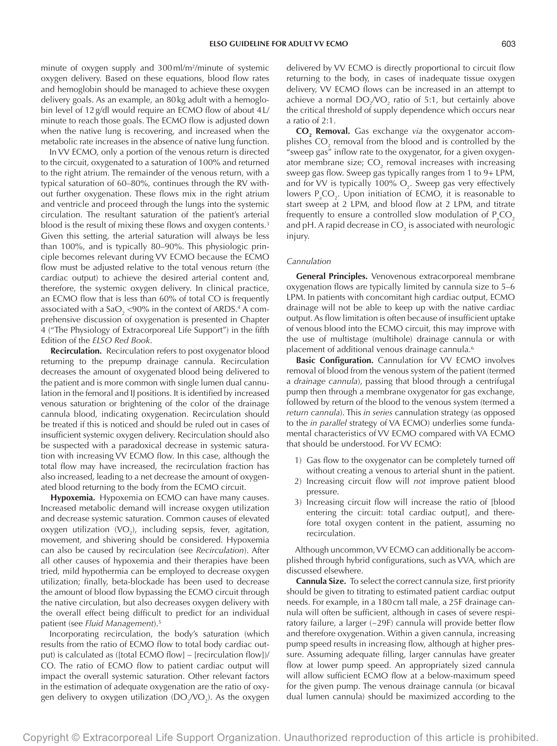minute of oxygen supply and 300 ml/m²/minute of systemic oxygen delivery. Based on these equations, blood flow rates and hemoglobin should be managed to achieve these oxygen delivery goals. As an example, an 80 kg adult with a hemoglobin level of 12 g/dl would require an ECMO flow of about 4 L/minute to reach those goals. The ECMO flow is adjusted down when the native lung is recovering, and increased when the metabolic rate increases in the absence of native lung function.

In VV ECMO, only a portion of the venous return is directed to the circuit, oxygenated to a saturation of 100% and returned to the right atrium. The remainder of the venous return, with a typical saturation of 60–80%, continues through the RV without further oxygenation. These flows mix in the right atrium and ventricle and proceed through the lungs into the systemic circulation. The resultant saturation of the patient's arterial blood is the result of mixing these flows and oxygen contents.[3] Given this setting, the arterial saturation will always be less than 100%, and is typically 80–90%. This physiologic principle becomes relevant during VV ECMO because the ECMO flow must be adjusted relative to the total venous return (the cardiac output) to achieve the desired arterial content and, therefore, the systemic oxygen delivery. In clinical practice, an ECMO flow that is less than 60% of total CO is frequently associated with a $SaO_2$ <90% in the context of ARDS.[4] A comprehensive discussion of oxygenation is presented in Chapter 4 ("The Physiology of Extracorporeal Life Support") in the fifth Edition of the *ELSO Red Book*.

**Recirculation.** Recirculation refers to post oxygenator blood returning to the prepump drainage cannula. Recirculation decreases the amount of oxygenated blood being delivered to the patient and is more common with single lumen dual cannulation in the femoral and IJ positions. It is identified by increased venous saturation or brightening of the color of the drainage cannula blood, indicating oxygenation. Recirculation should be treated if this is noticed and should be ruled out in cases of insufficient systemic oxygen delivery. Recirculation should also be suspected with a paradoxical decrease in systemic saturation with increasing VV ECMO flow. In this case, although the total flow may have increased, the recirculation fraction has also increased, leading to a net decrease the amount of oxygenated blood returning to the body from the ECMO circuit.

**Hypoxemia.** Hypoxemia on ECMO can have many causes. Increased metabolic demand will increase oxygen utilization and decrease systemic saturation. Common causes of elevated oxygen utilization ($VO_2$), including sepsis, fever, agitation, movement, and shivering should be considered. Hypoxemia can also be caused by recirculation (see *Recirculation*). After all other causes of hypoxemia and their therapies have been tried, mild hypothermia can be employed to decrease oxygen utilization; finally, beta-blockade has been used to decrease the amount of blood flow bypassing the ECMO circuit through the native circulation, but also decreases oxygen delivery with the overall effect being difficult to predict for an individual patient (see *Fluid Management*).[5]

Incorporating recirculation, the body's saturation (which results from the ratio of ECMO flow to total body cardiac output) is calculated as ([total ECMO flow] – [recirculation flow])/CO. The ratio of ECMO flow to patient cardiac output will impact the overall systemic saturation. Other relevant factors in the estimation of adequate oxygenation are the ratio of oxygen delivery to oxygen utilization ($DO_2/VO_2$). As the oxygen delivered by VV ECMO is directly proportional to circuit flow returning to the body, in cases of inadequate tissue oxygen delivery, VV ECMO flows can be increased in an attempt to achieve a normal $DO_2/VO_2$ ratio of 5:1, but certainly above the critical threshold of supply dependence which occurs near a ratio of 2:1.

**$CO_2$ Removal.** Gas exchange *via* the oxygenator accomplishes $CO_2$ removal from the blood and is controlled by the "sweep gas" inflow rate to the oxygenator, for a given oxygenator membrane size; $CO_2$ removal increases with increasing sweep gas flow. Sweep gas typically ranges from 1 to 9+ LPM, and for VV is typically 100% $O_2$. Sweep gas very effectively lowers $P_aCO_2$. Upon initiation of ECMO, it is reasonable to start sweep at 2 LPM, and blood flow at 2 LPM, and titrate frequently to ensure a controlled slow modulation of $P_aCO_2$ and pH. A rapid decrease in $CO_2$ is associated with neurologic injury.

*Cannulation*

**General Principles.** Venovenous extracorporeal membrane oxygenation flows are typically limited by cannula size to 5–6 LPM. In patients with concomitant high cardiac output, ECMO drainage will not be able to keep up with the native cardiac output. As flow limitation is often because of insufficient uptake of venous blood into the ECMO circuit, this may improve with the use of multistage (multihole) drainage cannula or with placement of additional venous drainage cannula.[6]

**Basic Configuration.** Cannulation for VV ECMO involves removal of blood from the venous system of the patient (termed a *drainage cannula*), passing that blood through a centrifugal pump then through a membrane oxygenator for gas exchange, followed by return of the blood to the venous system (termed a *return cannula*). This *in series* cannulation strategy (as opposed to the *in parallel* strategy of VA ECMO) underlies some fundamental characteristics of VV ECMO compared with VA ECMO that should be understood. For VV ECMO:

1) Gas flow to the oxygenator can be completely turned off without creating a venous to arterial shunt in the patient.
2) Increasing circuit flow will *not* improve patient blood pressure.
3) Increasing circuit flow will increase the ratio of [blood entering the circuit: total cardiac output], and therefore total oxygen content in the patient, assuming no recirculation.

Although uncommon, VV ECMO can additionally be accomplished through hybrid configurations, such as VVA, which are discussed elsewhere.

**Cannula Size.** To select the correct cannula size, first priority should be given to titrating to estimated patient cardiac output needs. For example, in a 180 cm tall male, a 25F drainage cannula will often be sufficient, although in cases of severe respiratory failure, a larger (~29F) cannula will provide better flow and therefore oxygenation. Within a given cannula, increasing pump speed results in increasing flow, although at higher pressure. Assuming adequate filling, larger cannulas have greater flow at lower pump speed. An appropriately sized cannula will allow sufficient ECMO flow at a below-maximum speed for the given pump. The venous drainage cannula (or bicaval dual lumen cannula) should be maximized according to the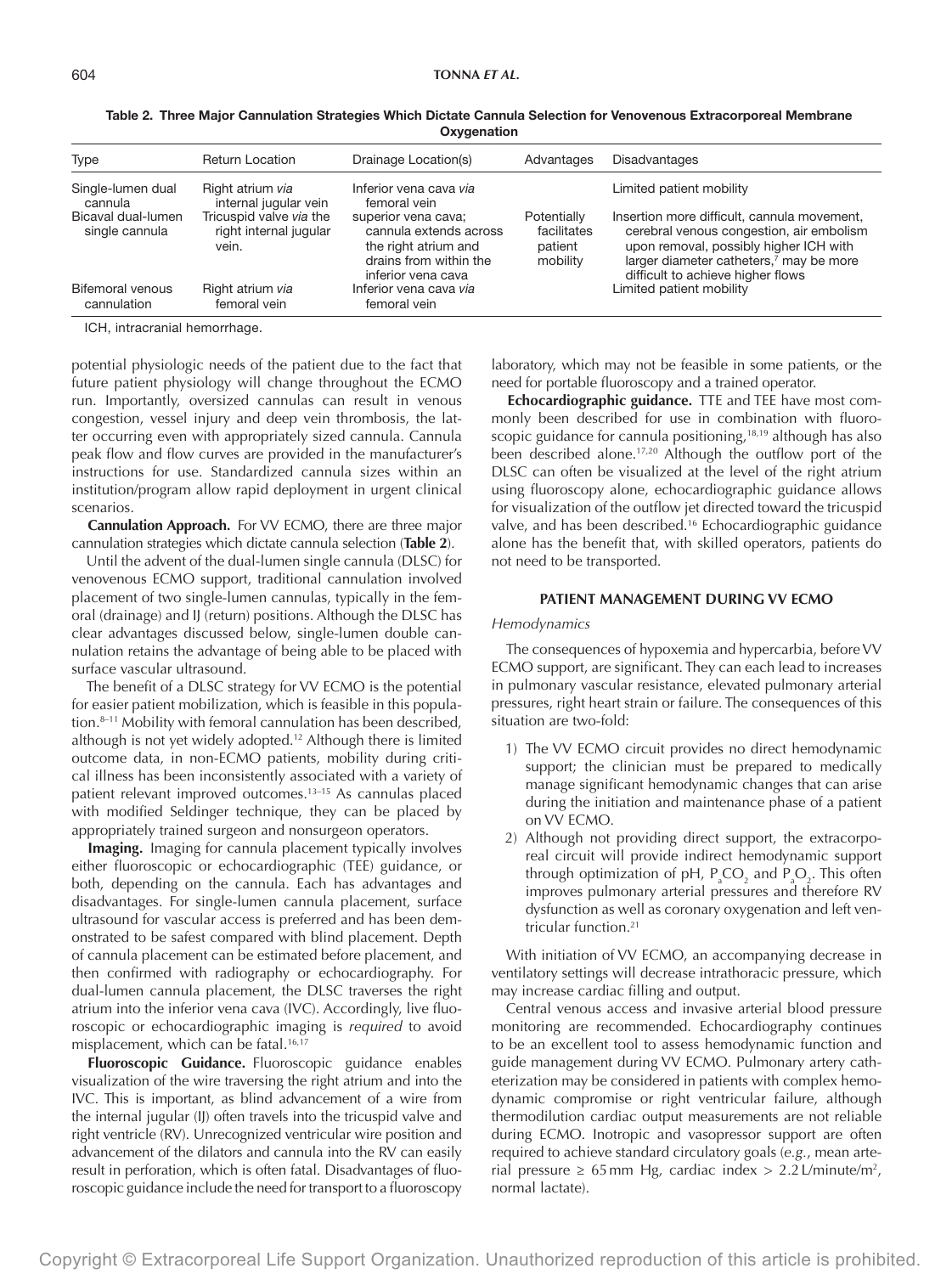**Table 2. Three Major Cannulation Strategies Which Dictate Cannula Selection for Venovenous Extracorporeal Membrane Oxygenation**

| Type | Return Location | Drainage Location(s) | Advantages | Disadvantages |
|---|---|---|---|---|
| Single-lumen dual cannula | Right atrium *via* internal jugular vein | Inferior vena cava *via* femoral vein | | Limited patient mobility |
| Bicaval dual-lumen single cannula | Tricuspid valve *via* the right internal jugular vein. | superior vena cava; cannula extends across the right atrium and drains from within the inferior vena cava | Potentially facilitates patient mobility | Insertion more difficult, cannula movement, cerebral venous congestion, air embolism upon removal, possibly higher ICH with larger diameter catheters,[7] may be more difficult to achieve higher flows |
| Bifemoral venous cannulation | Right atrium *via* femoral vein | Inferior vena cava *via* femoral vein | | Limited patient mobility |

ICH, intracranial hemorrhage.

potential physiologic needs of the patient due to the fact that future patient physiology will change throughout the ECMO run. Importantly, oversized cannulas can result in venous congestion, vessel injury and deep vein thrombosis, the latter occurring even with appropriately sized cannula. Cannula peak flow and flow curves are provided in the manufacturer's instructions for use. Standardized cannula sizes within an institution/program allow rapid deployment in urgent clinical scenarios.

**Cannulation Approach.** For VV ECMO, there are three major cannulation strategies which dictate cannula selection (**Table 2**).

Until the advent of the dual-lumen single cannula (DLSC) for venovenous ECMO support, traditional cannulation involved placement of two single-lumen cannulas, typically in the femoral (drainage) and IJ (return) positions. Although the DLSC has clear advantages discussed below, single-lumen double cannulation retains the advantage of being able to be placed with surface vascular ultrasound.

The benefit of a DLSC strategy for VV ECMO is the potential for easier patient mobilization, which is feasible in this population.[8–11] Mobility with femoral cannulation has been described, although is not yet widely adopted.[12] Although there is limited outcome data, in non-ECMO patients, mobility during critical illness has been inconsistently associated with a variety of patient relevant improved outcomes.[13–15] As cannulas placed with modified Seldinger technique, they can be placed by appropriately trained surgeon and nonsurgeon operators.

**Imaging.** Imaging for cannula placement typically involves either fluoroscopic or echocardiographic (TEE) guidance, or both, depending on the cannula. Each has advantages and disadvantages. For single-lumen cannula placement, surface ultrasound for vascular access is preferred and has been demonstrated to be safest compared with blind placement. Depth of cannula placement can be estimated before placement, and then confirmed with radiography or echocardiography. For dual-lumen cannula placement, the DLSC traverses the right atrium into the inferior vena cava (IVC). Accordingly, live fluoroscopic or echocardiographic imaging is *required* to avoid misplacement, which can be fatal.[16,17]

**Fluoroscopic Guidance.** Fluoroscopic guidance enables visualization of the wire traversing the right atrium and into the IVC. This is important, as blind advancement of a wire from the internal jugular (IJ) often travels into the tricuspid valve and right ventricle (RV). Unrecognized ventricular wire position and advancement of the dilators and cannula into the RV can easily result in perforation, which is often fatal. Disadvantages of fluoroscopic guidance include the need for transport to a fluoroscopy laboratory, which may not be feasible in some patients, or the need for portable fluoroscopy and a trained operator.

**Echocardiographic guidance.** TTE and TEE have most commonly been described for use in combination with fluoroscopic guidance for cannula positioning,[18,19] although has also been described alone.[17,20] Although the outflow port of the DLSC can often be visualized at the level of the right atrium using fluoroscopy alone, echocardiographic guidance allows for visualization of the outflow jet directed toward the tricuspid valve, and has been described.[16] Echocardiographic guidance alone has the benefit that, with skilled operators, patients do not need to be transported.

## PATIENT MANAGEMENT DURING VV ECMO

### *Hemodynamics*

The consequences of hypoxemia and hypercarbia, before VV ECMO support, are significant. They can each lead to increases in pulmonary vascular resistance, elevated pulmonary arterial pressures, right heart strain or failure. The consequences of this situation are two-fold:

1) The VV ECMO circuit provides no direct hemodynamic support; the clinician must be prepared to medically manage significant hemodynamic changes that can arise during the initiation and maintenance phase of a patient on VV ECMO.
2) Although not providing direct support, the extracorporeal circuit will provide indirect hemodynamic support through optimization of pH, $P_aCO_2$ and $P_aO_2$. This often improves pulmonary arterial pressures and therefore RV dysfunction as well as coronary oxygenation and left ventricular function.[21]

With initiation of VV ECMO, an accompanying decrease in ventilatory settings will decrease intrathoracic pressure, which may increase cardiac filling and output.

Central venous access and invasive arterial blood pressure monitoring are recommended. Echocardiography continues to be an excellent tool to assess hemodynamic function and guide management during VV ECMO. Pulmonary artery catheterization may be considered in patients with complex hemodynamic compromise or right ventricular failure, although thermodilution cardiac output measurements are not reliable during ECMO. Inotropic and vasopressor support are often required to achieve standard circulatory goals (*e.g.*, mean arterial pressure ≥ 65 mm Hg, cardiac index > 2.2 L/minute/m$^2$, normal lactate).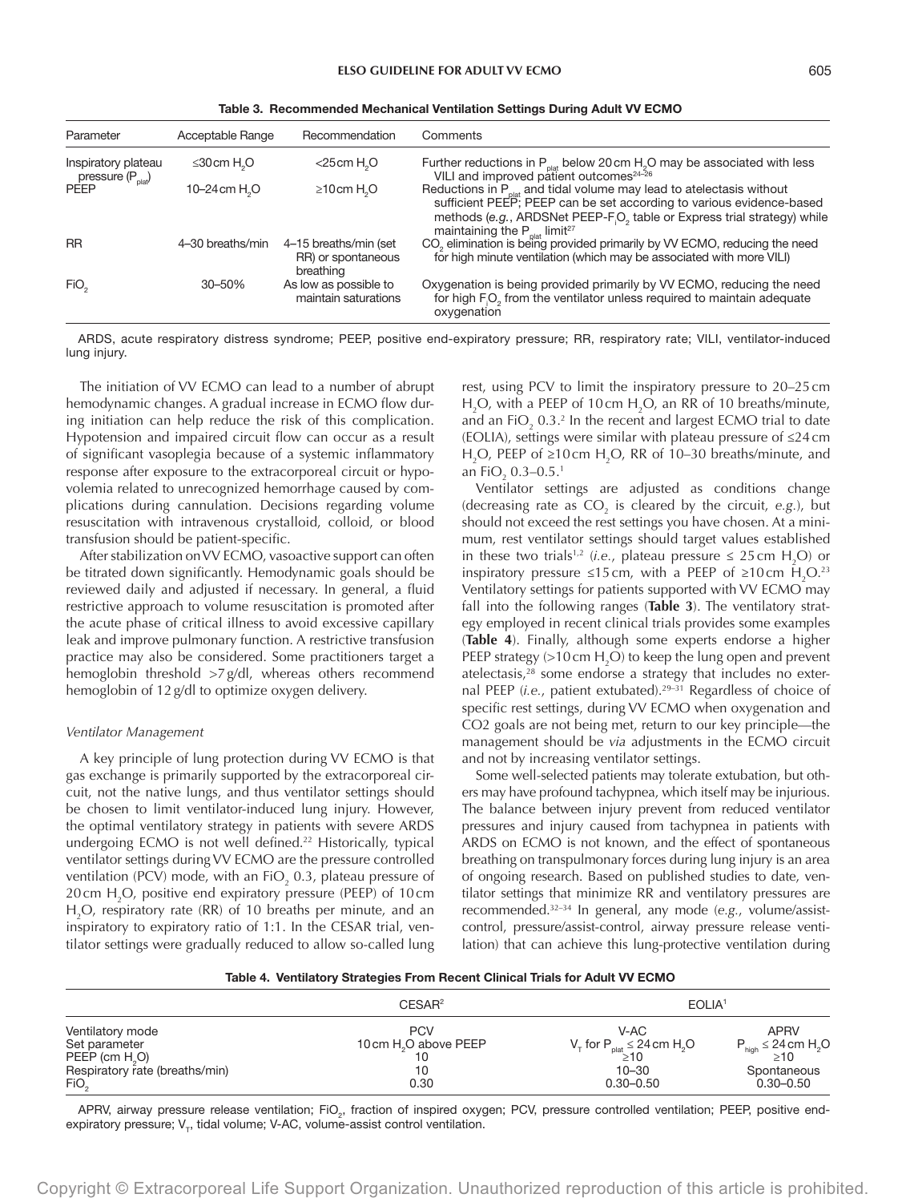**Table 3. Recommended Mechanical Ventilation Settings During Adult VV ECMO**

| Parameter | Acceptable Range | Recommendation | Comments |
| --- | --- | --- | --- |
| Inspiratory plateau pressure ($P_{plat}$) | ≤30 cm $H_2O$ | <25 cm $H_2O$ | Further reductions in $P_{plat}$ below 20 cm $H_2O$ may be associated with less VILI and improved patient outcomes[24–26] |
| PEEP | 10–24 cm $H_2O$ | ≥10 cm $H_2O$ | Reductions in $P_{plat}$ and tidal volume may lead to atelectasis without sufficient PEEP; PEEP can be set according to various evidence-based methods (*e.g.*, ARDSNet PEEP-$F_iO_2$ table or Express trial strategy) while maintaining the $P_{plat}$ limit[27] |
| RR | 4–30 breaths/min | 4–15 breaths/min (set RR) or spontaneous breathing | $CO_2$ elimination is being provided primarily by VV ECMO, reducing the need for high minute ventilation (which may be associated with more VILI) |
| $FiO_2$ | 30–50% | As low as possible to maintain saturations | Oxygenation is being provided primarily by VV ECMO, reducing the need for high $F_iO_2$ from the ventilator unless required to maintain adequate oxygenation |

ARDS, acute respiratory distress syndrome; PEEP, positive end-expiratory pressure; RR, respiratory rate; VILI, ventilator-induced lung injury.

The initiation of VV ECMO can lead to a number of abrupt hemodynamic changes. A gradual increase in ECMO flow during initiation can help reduce the risk of this complication. Hypotension and impaired circuit flow can occur as a result of significant vasoplegia because of a systemic inflammatory response after exposure to the extracorporeal circuit or hypovolemia related to unrecognized hemorrhage caused by complications during cannulation. Decisions regarding volume resuscitation with intravenous crystalloid, colloid, or blood transfusion should be patient-specific.

After stabilization on VV ECMO, vasoactive support can often be titrated down significantly. Hemodynamic goals should be reviewed daily and adjusted if necessary. In general, a fluid restrictive approach to volume resuscitation is promoted after the acute phase of critical illness to avoid excessive capillary leak and improve pulmonary function. A restrictive transfusion practice may also be considered. Some practitioners target a hemoglobin threshold >7 g/dl, whereas others recommend hemoglobin of 12 g/dl to optimize oxygen delivery.

*Ventilator Management*

A key principle of lung protection during VV ECMO is that gas exchange is primarily supported by the extracorporeal circuit, not the native lungs, and thus ventilator settings should be chosen to limit ventilator-induced lung injury. However, the optimal ventilatory strategy in patients with severe ARDS undergoing ECMO is not well defined.[22] Historically, typical ventilator settings during VV ECMO are the pressure controlled ventilation (PCV) mode, with an $FiO_2$ 0.3, plateau pressure of 20 cm $H_2O$, positive end expiratory pressure (PEEP) of 10 cm $H_2O$, respiratory rate (RR) of 10 breaths per minute, and an inspiratory to expiratory ratio of 1:1. In the CESAR trial, ventilator settings were gradually reduced to allow so-called lung rest, using PCV to limit the inspiratory pressure to 20–25 cm $H_2O$, with a PEEP of 10 cm $H_2O$, an RR of 10 breaths/minute, and an $FiO_2$ 0.3.[2] In the recent and largest ECMO trial to date (EOLIA), settings were similar with plateau pressure of ≤24 cm $H_2O$, PEEP of ≥10 cm $H_2O$, RR of 10–30 breaths/minute, and an $FiO_2$ 0.3–0.5.[1]

Ventilator settings are adjusted as conditions change (decreasing rate as $CO_2$ is cleared by the circuit, *e.g.*), but should not exceed the rest settings you have chosen. At a minimum, rest ventilator settings should target values established in these two trials[1,2] (*i.e.*, plateau pressure ≤ 25 cm $H_2O$) or inspiratory pressure ≤15 cm, with a PEEP of ≥10 cm $H_2O$.[23] Ventilatory settings for patients supported with VV ECMO may fall into the following ranges (**Table 3**). The ventilatory strategy employed in recent clinical trials provides some examples (**Table 4**). Finally, although some experts endorse a higher PEEP strategy (>10 cm $H_2O$) to keep the lung open and prevent atelectasis,[28] some endorse a strategy that includes no external PEEP (*i.e.*, patient extubated).[29–31] Regardless of choice of specific rest settings, during VV ECMO when oxygenation and CO2 goals are not being met, return to our key principle—the management should be *via* adjustments in the ECMO circuit and not by increasing ventilator settings.

Some well-selected patients may tolerate extubation, but others may have profound tachypnea, which itself may be injurious. The balance between injury prevent from reduced ventilator pressures and injury caused from tachypnea in patients with ARDS on ECMO is not known, and the effect of spontaneous breathing on transpulmonary forces during lung injury is an area of ongoing research. Based on published studies to date, ventilator settings that minimize RR and ventilatory pressures are recommended.[32–34] In general, any mode (*e.g.*, volume/assist-control, pressure/assist-control, airway pressure release ventilation) that can achieve this lung-protective ventilation during

**Table 4. Ventilatory Strategies From Recent Clinical Trials for Adult VV ECMO**

| | CESAR[2] | EOLIA[1] | |
| --- | --- | --- | --- |
| Ventilatory mode | PCV | V-AC | APRV |
| Set parameter | 10 cm $H_2O$ above PEEP | $V_T$ for $P_{plat}$ ≤ 24 cm $H_2O$ | $P_{high}$ ≤ 24 cm $H_2O$ |
| PEEP (cm $H_2O$) | 10 | ≥10 | ≥10 |
| Respiratory rate (breaths/min) | 10 | 10–30 | Spontaneous |
| $FiO_2$ | 0.30 | 0.30–0.50 | 0.30–0.50 |

APRV, airway pressure release ventilation; $FiO_2$, fraction of inspired oxygen; PCV, pressure controlled ventilation; PEEP, positive end-expiratory pressure; $V_T$, tidal volume; V-AC, volume-assist control ventilation.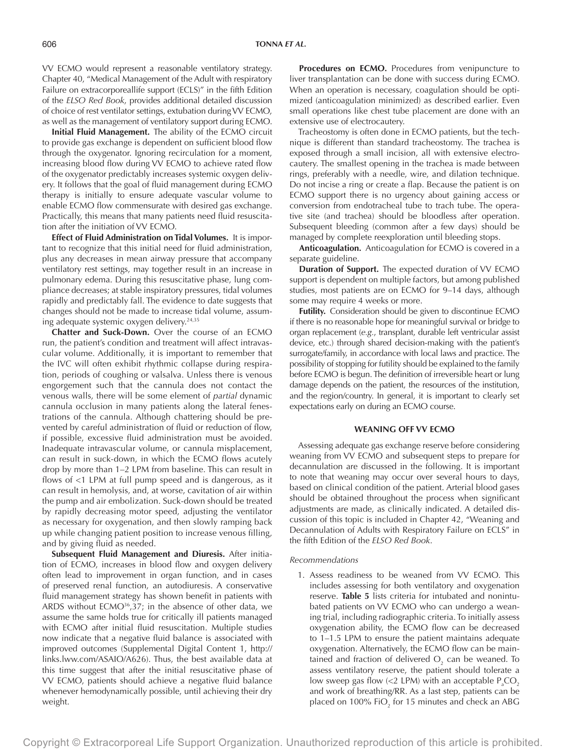VV ECMO would represent a reasonable ventilatory strategy. Chapter 40, "Medical Management of the Adult with respiratory Failure on extracorporeallife support (ECLS)" in the fifth Edition of the *ELSO Red Book*, provides additional detailed discussion of choice of rest ventilator settings, extubation during VV ECMO, as well as the management of ventilatory support during ECMO.

**Initial Fluid Management.** The ability of the ECMO circuit to provide gas exchange is dependent on sufficient blood flow through the oxygenator. Ignoring recirculation for a moment, increasing blood flow during VV ECMO to achieve rated flow of the oxygenator predictably increases systemic oxygen delivery. It follows that the goal of fluid management during ECMO therapy is initially to ensure adequate vascular volume to enable ECMO flow commensurate with desired gas exchange. Practically, this means that many patients need fluid resuscitation after the initiation of VV ECMO.

**Effect of Fluid Administration on Tidal Volumes.** It is important to recognize that this initial need for fluid administration, plus any decreases in mean airway pressure that accompany ventilatory rest settings, may together result in an increase in pulmonary edema. During this resuscitative phase, lung compliance decreases; at stable inspiratory pressures, tidal volumes rapidly and predictably fall. The evidence to date suggests that changes should not be made to increase tidal volume, assuming adequate systemic oxygen delivery.[24,35]

**Chatter and Suck-Down.** Over the course of an ECMO run, the patient's condition and treatment will affect intravascular volume. Additionally, it is important to remember that the IVC will often exhibit rhythmic collapse during respiration, periods of coughing or valsalva. Unless there is venous engorgement such that the cannula does not contact the venous walls, there will be some element of *partial* dynamic cannula occlusion in many patients along the lateral fenestrations of the cannula. Although chattering should be prevented by careful administration of fluid or reduction of flow, if possible, excessive fluid administration must be avoided. Inadequate intravascular volume, or cannula misplacement, can result in suck-down, in which the ECMO flows acutely drop by more than 1–2 LPM from baseline. This can result in flows of <1 LPM at full pump speed and is dangerous, as it can result in hemolysis, and, at worse, cavitation of air within the pump and air embolization. Suck-down should be treated by rapidly decreasing motor speed, adjusting the ventilator as necessary for oxygenation, and then slowly ramping back up while changing patient position to increase venous filling, and by giving fluid as needed.

**Subsequent Fluid Management and Diuresis.** After initiation of ECMO, increases in blood flow and oxygen delivery often lead to improvement in organ function, and in cases of preserved renal function, an autodiuresis. A conservative fluid management strategy has shown benefit in patients with ARDS without ECMO[36],37; in the absence of other data, we assume the same holds true for critically ill patients managed with ECMO after initial fluid resuscitation. Multiple studies now indicate that a negative fluid balance is associated with improved outcomes (Supplemental Digital Content 1, http://links.lww.com/ASAIO/A626). Thus, the best available data at this time suggest that after the initial resuscitative phase of VV ECMO, patients should achieve a negative fluid balance whenever hemodynamically possible, until achieving their dry weight.

**Procedures on ECMO.** Procedures from venipuncture to liver transplantation can be done with success during ECMO. When an operation is necessary, coagulation should be optimized (anticoagulation minimized) as described earlier. Even small operations like chest tube placement are done with an extensive use of electrocautery.

Tracheostomy is often done in ECMO patients, but the technique is different than standard tracheostomy. The trachea is exposed through a small incision, all with extensive electrocautery. The smallest opening in the trachea is made between rings, preferably with a needle, wire, and dilation technique. Do not incise a ring or create a flap. Because the patient is on ECMO support there is no urgency about gaining access or conversion from endotracheal tube to trach tube. The operative site (and trachea) should be bloodless after operation. Subsequent bleeding (common after a few days) should be managed by complete reexploration until bleeding stops.

**Anticoagulation.** Anticoagulation for ECMO is covered in a separate guideline.

**Duration of Support.** The expected duration of VV ECMO support is dependent on multiple factors, but among published studies, most patients are on ECMO for 9–14 days, although some may require 4 weeks or more.

**Futility.** Consideration should be given to discontinue ECMO if there is no reasonable hope for meaningful survival or bridge to organ replacement (*e.g.*, transplant, durable left ventricular assist device, etc.) through shared decision-making with the patient's surrogate/family, in accordance with local laws and practice. The possibility of stopping for futility should be explained to the family before ECMO is begun. The definition of irreversible heart or lung damage depends on the patient, the resources of the institution, and the region/country. In general, it is important to clearly set expectations early on during an ECMO course.

## WEANING OFF VV ECMO

Assessing adequate gas exchange reserve before considering weaning from VV ECMO and subsequent steps to prepare for decannulation are discussed in the following. It is important to note that weaning may occur over several hours to days, based on clinical condition of the patient. Arterial blood gases should be obtained throughout the process when significant adjustments are made, as clinically indicated. A detailed discussion of this topic is included in Chapter 42, "Weaning and Decannulation of Adults with Respiratory Failure on ECLS" in the fifth Edition of the *ELSO Red Book*.

*Recommendations*

1. Assess readiness to be weaned from VV ECMO. This includes assessing for both ventilatory and oxygenation reserve. **Table 5** lists criteria for intubated and nonintubated patients on VV ECMO who can undergo a weaning trial, including radiographic criteria. To initially assess oxygenation ability, the ECMO flow can be decreased to 1–1.5 LPM to ensure the patient maintains adequate oxygenation. Alternatively, the ECMO flow can be maintained and fraction of delivered $O_2$ can be weaned. To assess ventilatory reserve, the patient should tolerate a low sweep gas flow (<2 LPM) with an acceptable $P_aCO_2$ and work of breathing/RR. As a last step, patients can be placed on 100% $FiO_2$ for 15 minutes and check an ABG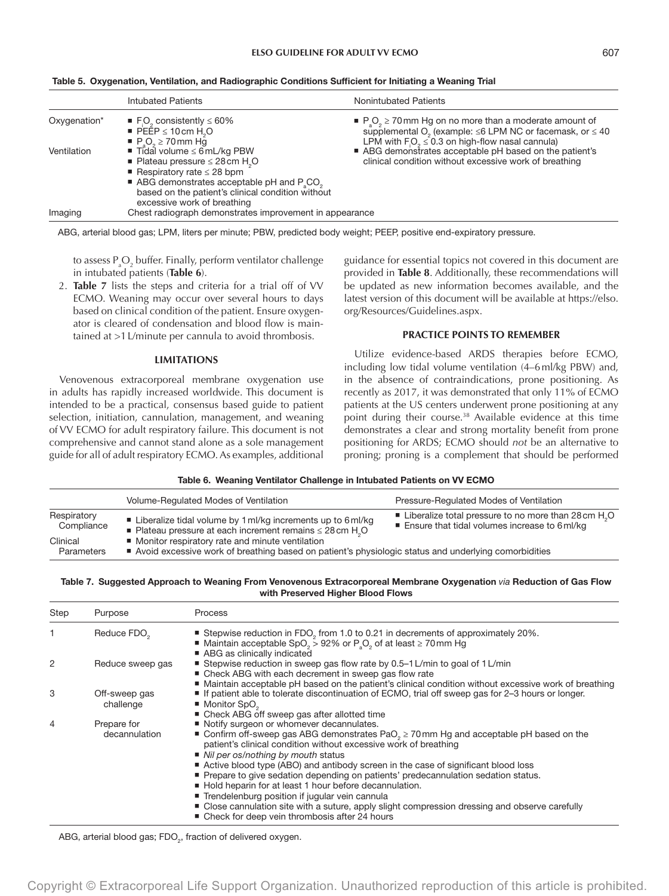**Table 5. Oxygenation, Ventilation, and Radiographic Conditions Sufficient for Initiating a Weaning Trial**

| | Intubated Patients | Nonintubated Patients |
|---|---|---|
| Oxygenation* | ■ $F_iO_2$ consistently ≤ 60%<br>■ PEEP ≤ 10 cm $H_2O$<br>■ $P_aO_2$ ≥ 70 mm Hg | ■ $P_aO_2$ ≥ 70 mm Hg on no more than a moderate amount of supplemental $O_2$ (example: ≤6 LPM NC or facemask, or ≤ 40 LPM with $F_iO_2$ ≤ 0.3 on high-flow nasal cannula) |
| Ventilation | ■ Tidal volume ≤ 6 mL/kg PBW<br>■ Plateau pressure ≤ 28 cm $H_2O$<br>■ Respiratory rate ≤ 28 bpm<br>■ ABG demonstrates acceptable pH and $P_aCO_2$ based on the patient's clinical condition without excessive work of breathing | ■ ABG demonstrates acceptable pH based on the patient's clinical condition without excessive work of breathing |
| Imaging | Chest radiograph demonstrates improvement in appearance | |

ABG, arterial blood gas; LPM, liters per minute; PBW, predicted body weight; PEEP, positive end-expiratory pressure.

to assess $P_aO_2$ buffer. Finally, perform ventilator challenge in intubated patients (**Table 6**).

2. **Table 7** lists the steps and criteria for a trial off of VV ECMO. Weaning may occur over several hours to days based on clinical condition of the patient. Ensure oxygenator is cleared of condensation and blood flow is maintained at >1 L/minute per cannula to avoid thrombosis.

## LIMITATIONS

Venovenous extracorporeal membrane oxygenation use in adults has rapidly increased worldwide. This document is intended to be a practical, consensus based guide to patient selection, initiation, cannulation, management, and weaning of VV ECMO for adult respiratory failure. This document is not comprehensive and cannot stand alone as a sole management guide for all of adult respiratory ECMO. As examples, additional guidance for essential topics not covered in this document are provided in **Table 8**. Additionally, these recommendations will be updated as new information becomes available, and the latest version of this document will be available at https://elso.org/Resources/Guidelines.aspx.

## PRACTICE POINTS TO REMEMBER

Utilize evidence-based ARDS therapies before ECMO, including low tidal volume ventilation (4–6 ml/kg PBW) and, in the absence of contraindications, prone positioning. As recently as 2017, it was demonstrated that only 11% of ECMO patients at the US centers underwent prone positioning at any point during their course.[38] Available evidence at this time demonstrates a clear and strong mortality benefit from prone positioning for ARDS; ECMO should *not* be an alternative to proning; proning is a complement that should be performed

**Table 6. Weaning Ventilator Challenge in Intubated Patients on VV ECMO**

| | Volume-Regulated Modes of Ventilation | Pressure-Regulated Modes of Ventilation |
|---|---|---|
| Respiratory Compliance | ■ Liberalize tidal volume by 1 ml/kg increments up to 6 ml/kg<br>■ Plateau pressure at each increment remains ≤ 28 cm $H_2O$ | ■ Liberalize total pressure to no more than 28 cm $H_2O$<br>■ Ensure that tidal volumes increase to 6 ml/kg |
| Clinical Parameters | ■ Monitor respiratory rate and minute ventilation<br>■ Avoid excessive work of breathing based on patient's physiologic status and underlying comorbidities | |

**Table 7. Suggested Approach to Weaning From Venovenous Extracorporeal Membrane Oxygenation *via* Reduction of Gas Flow with Preserved Higher Blood Flows**

| Step | Purpose | Process |
|---|---|---|
| 1 | Reduce $FDO_2$ | ■ Stepwise reduction in $FDO_2$ from 1.0 to 0.21 in decrements of approximately 20%.<br>■ Maintain acceptable $SpO_2$ > 92% or $P_aO_2$ of at least ≥ 70 mm Hg<br>■ ABG as clinically indicated |
| 2 | Reduce sweep gas | ■ Stepwise reduction in sweep gas flow rate by 0.5–1 L/min to goal of 1 L/min<br>■ Check ABG with each decrement in sweep gas flow rate<br>■ Maintain acceptable pH based on the patient's clinical condition without excessive work of breathing |
| 3 | Off-sweep gas challenge | ■ If patient able to tolerate discontinuation of ECMO, trial off sweep gas for 2–3 hours or longer.<br>■ Monitor $SpO_2$<br>■ Check ABG off sweep gas after allotted time |
| 4 | Prepare for decannulation | ■ Notify surgeon or whomever decannulates.<br>■ Confirm off-sweep gas ABG demonstrates $PaO_2$ ≥ 70 mm Hg and acceptable pH based on the patient's clinical condition without excessive work of breathing<br>■ *Nil per os/nothing by mouth* status<br>■ Active blood type (ABO) and antibody screen in the case of significant blood loss<br>■ Prepare to give sedation depending on patients' predecannulation sedation status.<br>■ Hold heparin for at least 1 hour before decannulation.<br>■ Trendelenburg position if jugular vein cannula<br>■ Close cannulation site with a suture, apply slight compression dressing and observe carefully<br>■ Check for deep vein thrombosis after 24 hours |

ABG, arterial blood gas; $FDO_2$, fraction of delivered oxygen.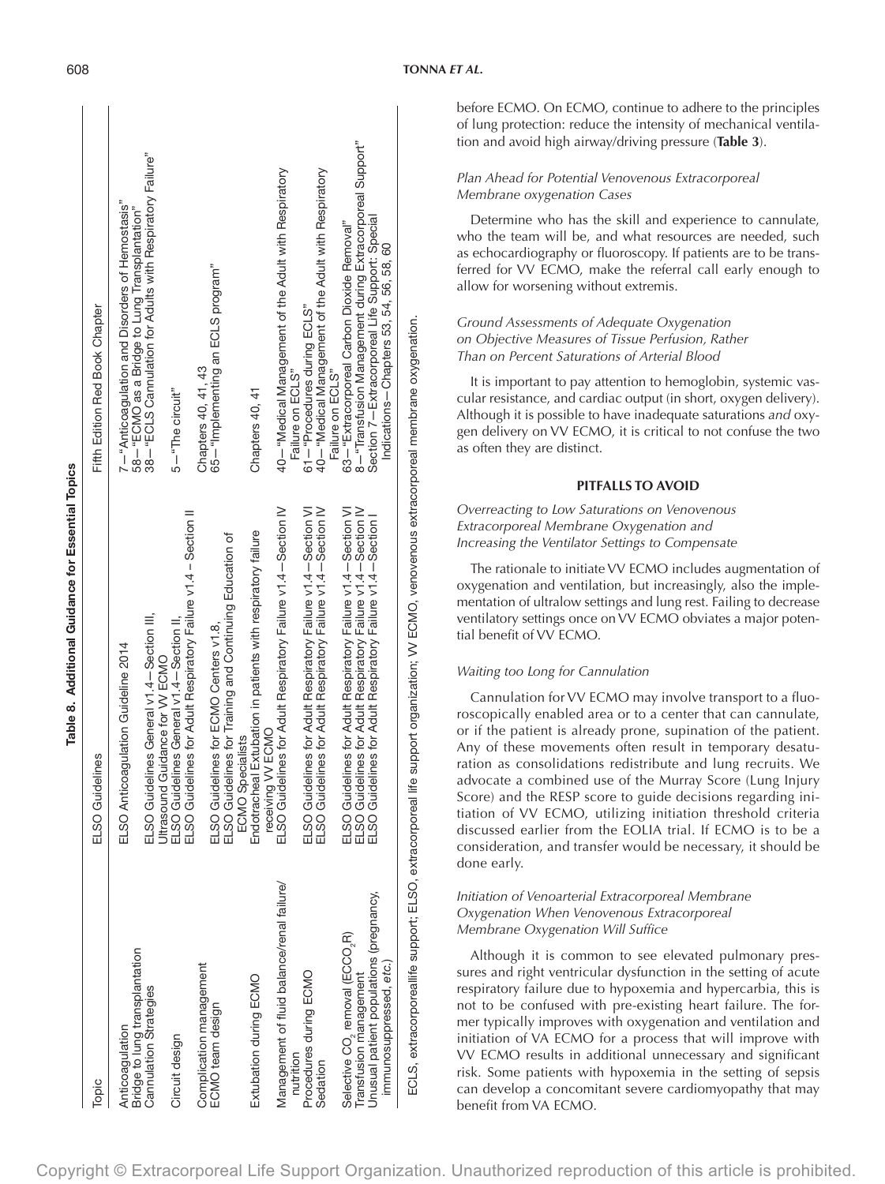**Table 8. Additional Guidance for Essential Topics**

| Topic | ELSO Guidelines | Fifth Edition Red Book Chapter |
|---|---|---|
| Anticoagulation | ELSO Anticoagulation Guideline 2014 | 7—"Anticoagulation and Disorders of Hemostasis" |
| Bridge to lung transplantation | | 58—"ECMO as a Bridge to Lung Transplantation" |
| Cannulation Strategies | ELSO Guidelines General v1.4—Section III, Ultrasound Guidance for VV ECMO | 38—"ECLS Cannulation for Adults with Respiratory Failure" |
| Circuit design | ELSO Guidelines General v1.4—Section II, ELSO Guidelines for Adult Respiratory Failure v1.4 – Section II | 5—"The circuit" |
| Complication management | | Chapters 40, 41, 43 |
| ECMO team design | ELSO Guidelines for ECMO Centers v1.8, ELSO Guidelines for Training and Continuing Education of ECMO Specialists | 65—"Implementing an ECLS program" |
| Extubation during ECMO | Endotracheal Extubation in patients with respiratory failure receiving VV ECMO | Chapters 40, 41 |
| Management of fluid balance/renal failure/nutrition | ELSO Guidelines for Adult Respiratory Failure v1.4—Section IV | 40—"Medical Management of the Adult with Respiratory Failure on ECLS" |
| Procedures during ECMO | ELSO Guidelines for Adult Respiratory Failure v1.4—Section VI | 61—"Procedures during ECLS" |
| Sedation | ELSO Guidelines for Adult Respiratory Failure v1.4—Section IV | 40—"Medical Management of the Adult with Respiratory Failure on ECLS" |
| Selective $CO_2$ removal ($ECCO_2R$) | ELSO Guidelines for Adult Respiratory Failure v1.4—Section VI | 63—"Extracorporeal Carbon Dioxide Removal" |
| Transfusion management | ELSO Guidelines for Adult Respiratory Failure v1.4—Section IV | 8—"Transfusion Management during Extracorporeal Support" |
| Unusual patient populations (pregnancy, immunosuppressed, etc.) | ELSO Guidelines for Adult Respiratory Failure v1.4—Section I | Section 7—Extracorporeal Life Support: Special Indications—Chapters 53, 54, 56, 58, 60 |

ECLS, extracorporeallife support; ELSO, extracorporeal life support organization; VV ECMO, venovenous extracorporeal membrane oxygenation.

before ECMO. On ECMO, continue to adhere to the principles of lung protection: reduce the intensity of mechanical ventilation and avoid high airway/driving pressure (**Table 3**).

*Plan Ahead for Potential Venovenous Extracorporeal Membrane oxygenation Cases*

Determine who has the skill and experience to cannulate, who the team will be, and what resources are needed, such as echocardiography or fluoroscopy. If patients are to be transferred for VV ECMO, make the referral call early enough to allow for worsening without extremis.

*Ground Assessments of Adequate Oxygenation on Objective Measures of Tissue Perfusion, Rather Than on Percent Saturations of Arterial Blood*

It is important to pay attention to hemoglobin, systemic vascular resistance, and cardiac output (in short, oxygen delivery). Although it is possible to have inadequate saturations *and* oxygen delivery on VV ECMO, it is critical to not confuse the two as often they are distinct.

## PITFALLS TO AVOID

*Overreacting to Low Saturations on Venovenous Extracorporeal Membrane Oxygenation and Increasing the Ventilator Settings to Compensate*

The rationale to initiate VV ECMO includes augmentation of oxygenation and ventilation, but increasingly, also the implementation of ultralow settings and lung rest. Failing to decrease ventilatory settings once on VV ECMO obviates a major potential benefit of VV ECMO.

*Waiting too Long for Cannulation*

Cannulation for VV ECMO may involve transport to a fluoroscopically enabled area or to a center that can cannulate, or if the patient is already prone, supination of the patient. Any of these movements often result in temporary desaturation as consolidations redistribute and lung recruits. We advocate a combined use of the Murray Score (Lung Injury Score) and the RESP score to guide decisions regarding initiation of VV ECMO, utilizing initiation threshold criteria discussed earlier from the EOLIA trial. If ECMO is to be a consideration, and transfer would be necessary, it should be done early.

*Initiation of Venoarterial Extracorporeal Membrane Oxygenation When Venovenous Extracorporeal Membrane Oxygenation Will Suffice*

Although it is common to see elevated pulmonary pressures and right ventricular dysfunction in the setting of acute respiratory failure due to hypoxemia and hypercarbia, this is not to be confused with pre-existing heart failure. The former typically improves with oxygenation and ventilation and initiation of VA ECMO for a process that will improve with VV ECMO results in additional unnecessary and significant risk. Some patients with hypoxemia in the setting of sepsis can develop a concomitant severe cardiomyopathy that may benefit from VA ECMO.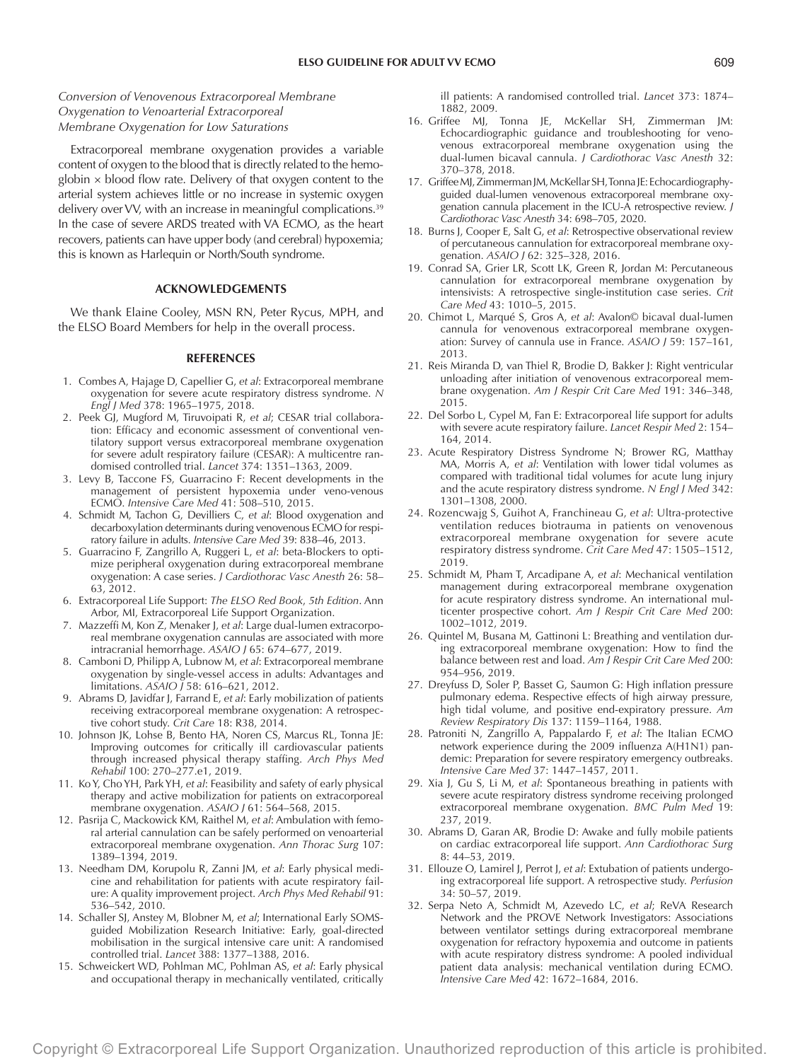*Conversion of Venovenous Extracorporeal Membrane Oxygenation to Venoarterial Extracorporeal Membrane Oxygenation for Low Saturations*

Extracorporeal membrane oxygenation provides a variable content of oxygen to the blood that is directly related to the hemoglobin × blood flow rate. Delivery of that oxygen content to the arterial system achieves little or no increase in systemic oxygen delivery over VV, with an increase in meaningful complications.[39] In the case of severe ARDS treated with VA ECMO, as the heart recovers, patients can have upper body (and cerebral) hypoxemia; this is known as Harlequin or North/South syndrome.

## ACKNOWLEDGEMENTS

We thank Elaine Cooley, MSN RN, Peter Rycus, MPH, and the ELSO Board Members for help in the overall process.

## REFERENCES

1. Combes A, Hajage D, Capellier G, *et al*: Extracorporeal membrane oxygenation for severe acute respiratory distress syndrome. *N Engl J Med* 378: 1965–1975, 2018.
2. Peek GJ, Mugford M, Tiruvoipati R, *et al*; CESAR trial collaboration: Efficacy and economic assessment of conventional ventilatory support versus extracorporeal membrane oxygenation for severe adult respiratory failure (CESAR): A multicentre randomised controlled trial. *Lancet* 374: 1351–1363, 2009.
3. Levy B, Taccone FS, Guarracino F: Recent developments in the management of persistent hypoxemia under veno-venous ECMO. *Intensive Care Med* 41: 508–510, 2015.
4. Schmidt M, Tachon G, Devilliers C, *et al*: Blood oxygenation and decarboxylation determinants during venovenous ECMO for respiratory failure in adults. *Intensive Care Med* 39: 838–46, 2013.
5. Guarracino F, Zangrillo A, Ruggeri L, *et al*: beta-Blockers to optimize peripheral oxygenation during extracorporeal membrane oxygenation: A case series. *J Cardiothorac Vasc Anesth* 26: 58–63, 2012.
6. Extracorporeal Life Support: *The ELSO Red Book, 5th Edition*. Ann Arbor, MI, Extracorporeal Life Support Organization.
7. Mazzeffi M, Kon Z, Menaker J, *et al*: Large dual-lumen extracorporeal membrane oxygenation cannulas are associated with more intracranial hemorrhage. *ASAIO J* 65: 674–677, 2019.
8. Camboni D, Philipp A, Lubnow M, *et al*: Extracorporeal membrane oxygenation by single-vessel access in adults: Advantages and limitations. *ASAIO J* 58: 616–621, 2012.
9. Abrams D, Javidfar J, Farrand E, *et al*: Early mobilization of patients receiving extracorporeal membrane oxygenation: A retrospective cohort study. *Crit Care* 18: R38, 2014.
10. Johnson JK, Lohse B, Bento HA, Noren CS, Marcus RL, Tonna JE: Improving outcomes for critically ill cardiovascular patients through increased physical therapy staffing. *Arch Phys Med Rehabil* 100: 270–277.e1, 2019.
11. Ko Y, Cho YH, Park YH, *et al*: Feasibility and safety of early physical therapy and active mobilization for patients on extracorporeal membrane oxygenation. *ASAIO J* 61: 564–568, 2015.
12. Pasrija C, Mackowick KM, Raithel M, *et al*: Ambulation with femoral arterial cannulation can be safely performed on venoarterial extracorporeal membrane oxygenation. *Ann Thorac Surg* 107: 1389–1394, 2019.
13. Needham DM, Korupolu R, Zanni JM, *et al*: Early physical medicine and rehabilitation for patients with acute respiratory failure: A quality improvement project. *Arch Phys Med Rehabil* 91: 536–542, 2010.
14. Schaller SJ, Anstey M, Blobner M, *et al*; International Early SOMS-guided Mobilization Research Initiative: Early, goal-directed mobilisation in the surgical intensive care unit: A randomised controlled trial. *Lancet* 388: 1377–1388, 2016.
15. Schweickert WD, Pohlman MC, Pohlman AS, *et al*: Early physical and occupational therapy in mechanically ventilated, critically ill patients: A randomised controlled trial. *Lancet* 373: 1874–1882, 2009.
16. Griffee MJ, Tonna JE, McKellar SH, Zimmerman JM: Echocardiographic guidance and troubleshooting for venovenous extracorporeal membrane oxygenation using the dual-lumen bicaval cannula. *J Cardiothorac Vasc Anesth* 32: 370–378, 2018.
17. Griffee MJ, Zimmerman JM, McKellar SH, Tonna JE: Echocardiography-guided dual-lumen venovenous extracorporeal membrane oxygenation cannula placement in the ICU-A retrospective review. *J Cardiothorac Vasc Anesth* 34: 698–705, 2020.
18. Burns J, Cooper E, Salt G, *et al*: Retrospective observational review of percutaneous cannulation for extracorporeal membrane oxygenation. *ASAIO J* 62: 325–328, 2016.
19. Conrad SA, Grier LR, Scott LK, Green R, Jordan M: Percutaneous cannulation for extracorporeal membrane oxygenation by intensivists: A retrospective single-institution case series. *Crit Care Med* 43: 1010–5, 2015.
20. Chimot L, Marqué S, Gros A, *et al*: Avalon© bicaval dual-lumen cannula for venovenous extracorporeal membrane oxygenation: Survey of cannula use in France. *ASAIO J* 59: 157–161, 2013.
21. Reis Miranda D, van Thiel R, Brodie D, Bakker J: Right ventricular unloading after initiation of venovenous extracorporeal membrane oxygenation. *Am J Respir Crit Care Med* 191: 346–348, 2015.
22. Del Sorbo L, Cypel M, Fan E: Extracorporeal life support for adults with severe acute respiratory failure. *Lancet Respir Med* 2: 154–164, 2014.
23. Acute Respiratory Distress Syndrome N; Brower RG, Matthay MA, Morris A, *et al*: Ventilation with lower tidal volumes as compared with traditional tidal volumes for acute lung injury and the acute respiratory distress syndrome. *N Engl J Med* 342: 1301–1308, 2000.
24. Rozencwajg S, Guihot A, Franchineau G, *et al*: Ultra-protective ventilation reduces biotrauma in patients on venovenous extracorporeal membrane oxygenation for severe acute respiratory distress syndrome. *Crit Care Med* 47: 1505–1512, 2019.
25. Schmidt M, Pham T, Arcadipane A, *et al*: Mechanical ventilation management during extracorporeal membrane oxygenation for acute respiratory distress syndrome. An international multicenter prospective cohort. *Am J Respir Crit Care Med* 200: 1002–1012, 2019.
26. Quintel M, Busana M, Gattinoni L: Breathing and ventilation during extracorporeal membrane oxygenation: How to find the balance between rest and load. *Am J Respir Crit Care Med* 200: 954–956, 2019.
27. Dreyfuss D, Soler P, Basset G, Saumon G: High inflation pressure pulmonary edema. Respective effects of high airway pressure, high tidal volume, and positive end-expiratory pressure. *Am Review Respiratory Dis* 137: 1159–1164, 1988.
28. Patroniti N, Zangrillo A, Pappalardo F, *et al*: The Italian ECMO network experience during the 2009 influenza A(H1N1) pandemic: Preparation for severe respiratory emergency outbreaks. *Intensive Care Med* 37: 1447–1457, 2011.
29. Xia J, Gu S, Li M, *et al*: Spontaneous breathing in patients with severe acute respiratory distress syndrome receiving prolonged extracorporeal membrane oxygenation. *BMC Pulm Med* 19: 237, 2019.
30. Abrams D, Garan AR, Brodie D: Awake and fully mobile patients on cardiac extracorporeal life support. *Ann Cardiothorac Surg* 8: 44–53, 2019.
31. Ellouze O, Lamirel J, Perrot J, *et al*: Extubation of patients undergoing extracorporeal life support. A retrospective study. *Perfusion* 34: 50–57, 2019.
32. Serpa Neto A, Schmidt M, Azevedo LC, *et al*; ReVA Research Network and the PROVE Network Investigators: Associations between ventilator settings during extracorporeal membrane oxygenation for refractory hypoxemia and outcome in patients with acute respiratory distress syndrome: A pooled individual patient data analysis: mechanical ventilation during ECMO. *Intensive Care Med* 42: 1672–1684, 2016.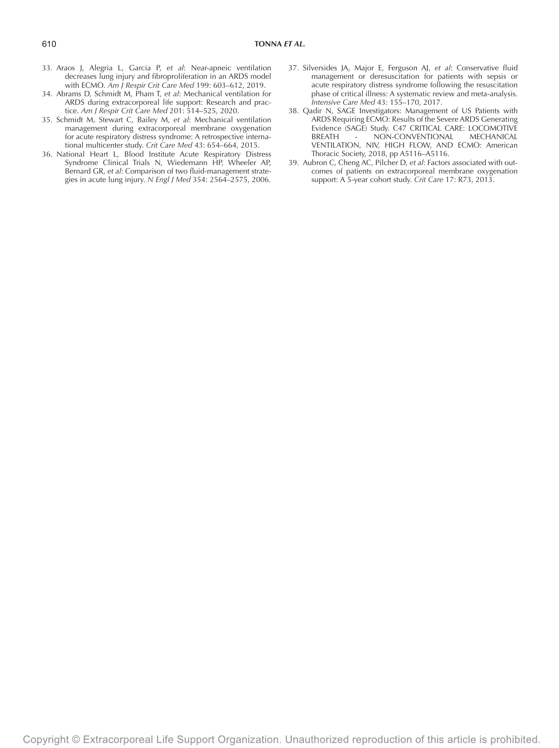33. Araos J, Alegria L, Garcia P, *et al*: Near-apneic ventilation decreases lung injury and fibroproliferation in an ARDS model with ECMO. *Am J Respir Crit Care Med* 199: 603–612, 2019.
34. Abrams D, Schmidt M, Pham T, *et al*: Mechanical ventilation for ARDS during extracorporeal life support: Research and practice. *Am J Respir Crit Care Med* 201: 514–525, 2020.
35. Schmidt M, Stewart C, Bailey M, *et al*: Mechanical ventilation management during extracorporeal membrane oxygenation for acute respiratory distress syndrome: A retrospective international multicenter study. *Crit Care Med* 43: 654–664, 2015.
36. National Heart L, Blood Institute Acute Respiratory Distress Syndrome Clinical Trials N, Wiedemann HP, Wheeler AP, Bernard GR, *et al*: Comparison of two fluid-management strategies in acute lung injury. *N Engl J Med* 354: 2564–2575, 2006.
37. Silversides JA, Major E, Ferguson AJ, *et al*: Conservative fluid management or deresuscitation for patients with sepsis or acute respiratory distress syndrome following the resuscitation phase of critical illness: A systematic review and meta-analysis. *Intensive Care Med* 43: 155–170, 2017.
38. Qadir N, SAGE Investigators: Management of US Patients with ARDS Requiring ECMO: Results of the Severe ARDS Generating Evidence (SAGE) Study. C47 CRITICAL CARE: LOCOMOTIVE BREATH - NON-CONVENTIONAL MECHANICAL VENTILATION, NIV, HIGH FLOW, AND ECMO: American Thoracic Society, 2018, pp A5116–A5116.
39. Aubron C, Cheng AC, Pilcher D, *et al*: Factors associated with outcomes of patients on extracorporeal membrane oxygenation support: A 5-year cohort study. *Crit Care* 17: R73, 2013.